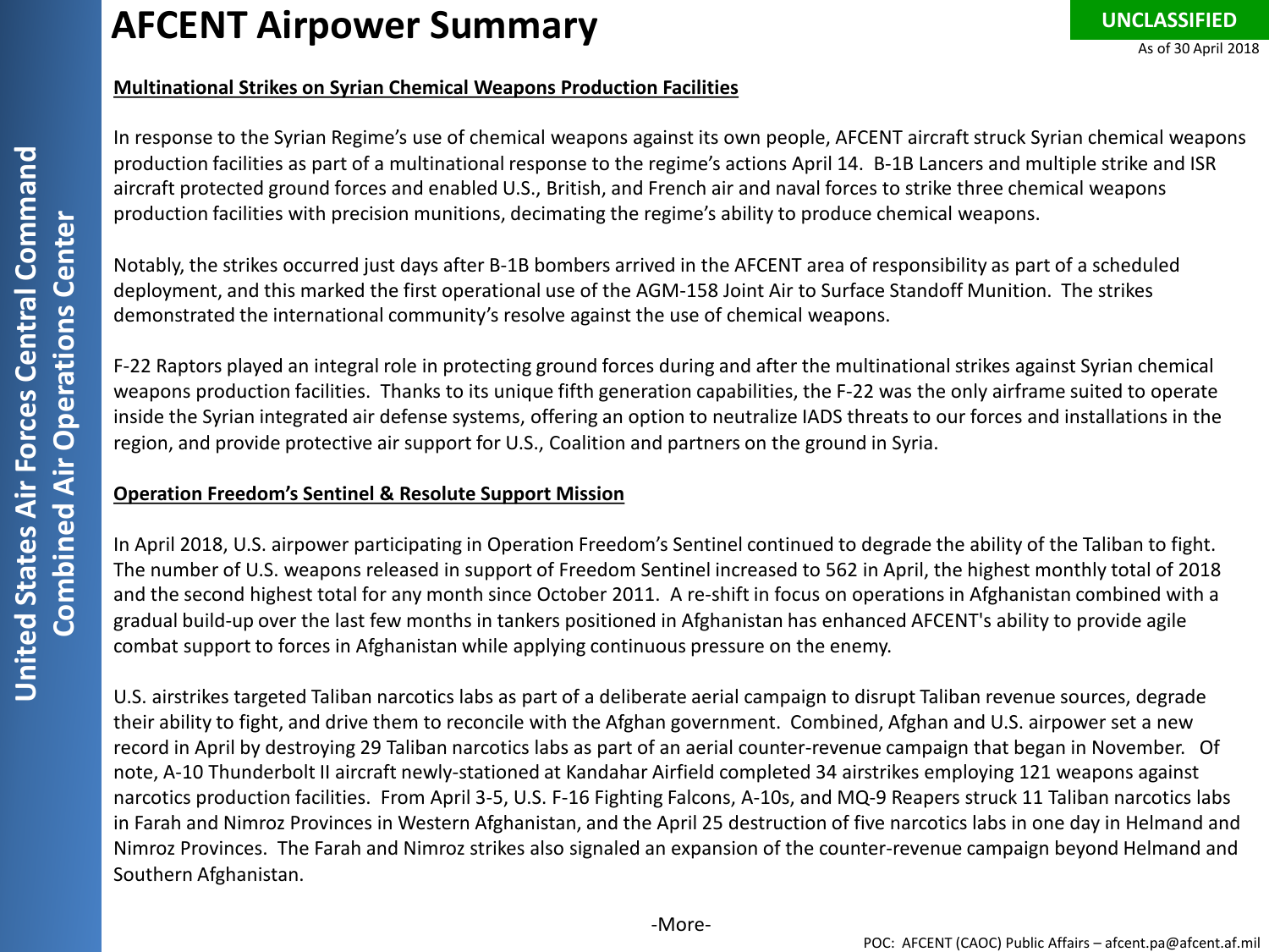# AFCENT Airpower Summary

UNCLASSIFIED

As of 30 April 2018

United States Air Forces Central Command
Combined Air Operations Center

## Multinational Strikes on Syrian Chemical Weapons Production Facilities

In response to the Syrian Regime's use of chemical weapons against its own people, AFCENT aircraft struck Syrian chemical weapons production facilities as part of a multinational response to the regime's actions April 14. B-1B Lancers and multiple strike and ISR aircraft protected ground forces and enabled U.S., British, and French air and naval forces to strike three chemical weapons production facilities with precision munitions, decimating the regime's ability to produce chemical weapons.

Notably, the strikes occurred just days after B-1B bombers arrived in the AFCENT area of responsibility as part of a scheduled deployment, and this marked the first operational use of the AGM-158 Joint Air to Surface Standoff Munition. The strikes demonstrated the international community's resolve against the use of chemical weapons.

F-22 Raptors played an integral role in protecting ground forces during and after the multinational strikes against Syrian chemical weapons production facilities. Thanks to its unique fifth generation capabilities, the F-22 was the only airframe suited to operate inside the Syrian integrated air defense systems, offering an option to neutralize IADS threats to our forces and installations in the region, and provide protective air support for U.S., Coalition and partners on the ground in Syria.

## Operation Freedom's Sentinel & Resolute Support Mission

In April 2018, U.S. airpower participating in Operation Freedom's Sentinel continued to degrade the ability of the Taliban to fight. The number of U.S. weapons released in support of Freedom Sentinel increased to 562 in April, the highest monthly total of 2018 and the second highest total for any month since October 2011. A re-shift in focus on operations in Afghanistan combined with a gradual build-up over the last few months in tankers positioned in Afghanistan has enhanced AFCENT's ability to provide agile combat support to forces in Afghanistan while applying continuous pressure on the enemy.

U.S. airstrikes targeted Taliban narcotics labs as part of a deliberate aerial campaign to disrupt Taliban revenue sources, degrade their ability to fight, and drive them to reconcile with the Afghan government. Combined, Afghan and U.S. airpower set a new record in April by destroying 29 Taliban narcotics labs as part of an aerial counter-revenue campaign that began in November. Of note, A-10 Thunderbolt II aircraft newly-stationed at Kandahar Airfield completed 34 airstrikes employing 121 weapons against narcotics production facilities. From April 3-5, U.S. F-16 Fighting Falcons, A-10s, and MQ-9 Reapers struck 11 Taliban narcotics labs in Farah and Nimroz Provinces in Western Afghanistan, and the April 25 destruction of five narcotics labs in one day in Helmand and Nimroz Provinces. The Farah and Nimroz strikes also signaled an expansion of the counter-revenue campaign beyond Helmand and Southern Afghanistan.

-More-

POC: AFCENT (CAOC) Public Affairs – afcent.pa@afcent.af.mil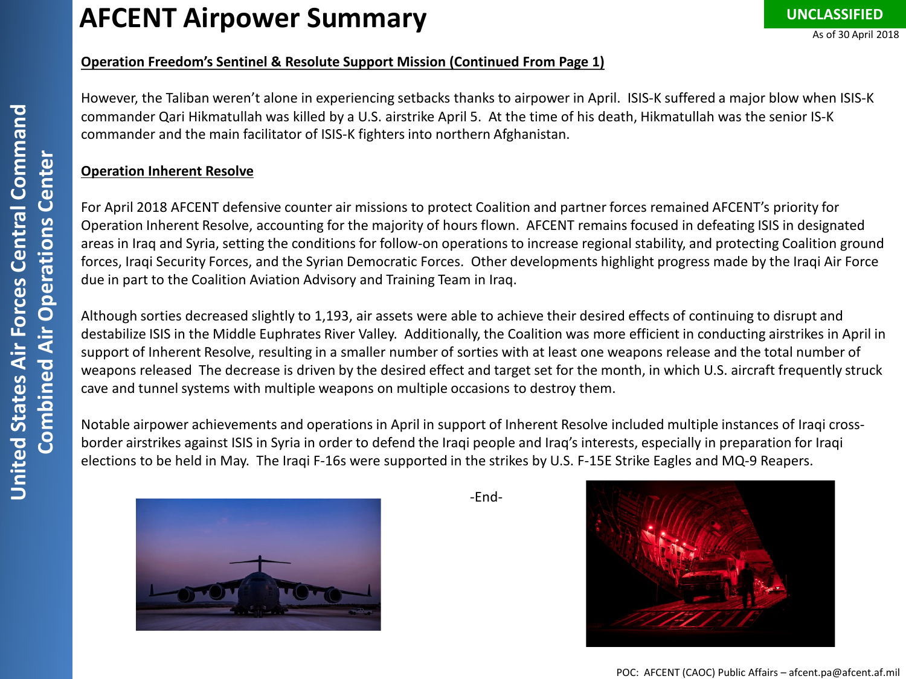# AFCENT Airpower Summary

UNCLASSIFIED

As of 30 April 2018

## Operation Freedom's Sentinel & Resolute Support Mission (Continued From Page 1)

However, the Taliban weren't alone in experiencing setbacks thanks to airpower in April. ISIS-K suffered a major blow when ISIS-K commander Qari Hikmatullah was killed by a U.S. airstrike April 5. At the time of his death, Hikmatullah was the senior IS-K commander and the main facilitator of ISIS-K fighters into northern Afghanistan.

## Operation Inherent Resolve

For April 2018 AFCENT defensive counter air missions to protect Coalition and partner forces remained AFCENT's priority for Operation Inherent Resolve, accounting for the majority of hours flown. AFCENT remains focused in defeating ISIS in designated areas in Iraq and Syria, setting the conditions for follow-on operations to increase regional stability, and protecting Coalition ground forces, Iraqi Security Forces, and the Syrian Democratic Forces. Other developments highlight progress made by the Iraqi Air Force due in part to the Coalition Aviation Advisory and Training Team in Iraq.

Although sorties decreased slightly to 1,193, air assets were able to achieve their desired effects of continuing to disrupt and destabilize ISIS in the Middle Euphrates River Valley. Additionally, the Coalition was more efficient in conducting airstrikes in April in support of Inherent Resolve, resulting in a smaller number of sorties with at least one weapons release and the total number of weapons released The decrease is driven by the desired effect and target set for the month, in which U.S. aircraft frequently struck cave and tunnel systems with multiple weapons on multiple occasions to destroy them.

Notable airpower achievements and operations in April in support of Inherent Resolve included multiple instances of Iraqi cross-border airstrikes against ISIS in Syria in order to defend the Iraqi people and Iraq's interests, especially in preparation for Iraqi elections to be held in May. The Iraqi F-16s were supported in the strikes by U.S. F-15E Strike Eagles and MQ-9 Reapers.

-End-

POC: AFCENT (CAOC) Public Affairs – afcent.pa@afcent.af.mil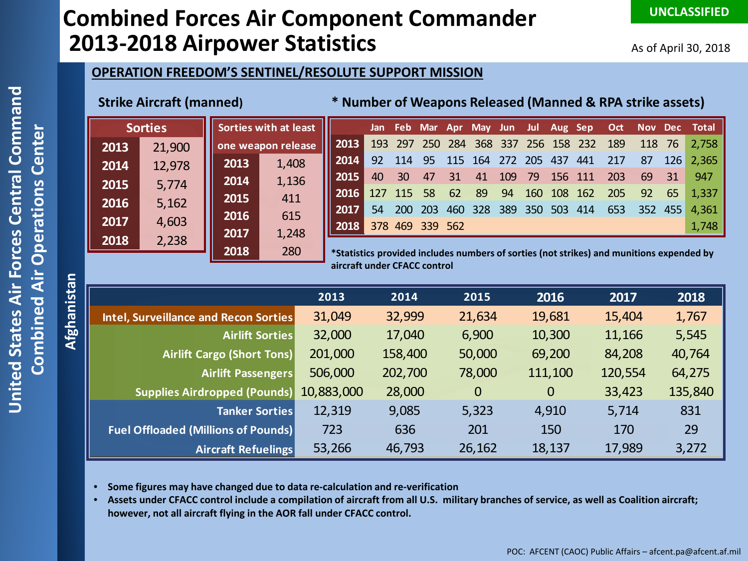# Combined Forces Air Component Commander 2013-2018 Airpower Statistics

UNCLASSIFIED

As of April 30, 2018

United States Air Forces Central Command
Combined Air Operations Center

Afghanistan

## OPERATION FREEDOM'S SENTINEL/RESOLUTE SUPPORT MISSION

### Strike Aircraft (manned)

| | Sorties |
|---|---|
| 2013 | 21,900 |
| 2014 | 12,978 |
| 2015 | 5,774 |
| 2016 | 5,162 |
| 2017 | 4,603 |
| 2018 | 2,238 |

| | Sorties with at least one weapon release |
|---|---|
| 2013 | 1,408 |
| 2014 | 1,136 |
| 2015 | 411 |
| 2016 | 615 |
| 2017 | 1,248 |
| 2018 | 280 |

### * Number of Weapons Released (Manned & RPA strike assets)

| | Jan | Feb | Mar | Apr | May | Jun | Jul | Aug | Sep | Oct | Nov | Dec | Total |
|---|---|---|---|---|---|---|---|---|---|---|---|---|---|
| 2013 | 193 | 297 | 250 | 284 | 368 | 337 | 256 | 158 | 232 | 189 | 118 | 76 | 2,758 |
| 2014 | 92 | 114 | 95 | 115 | 164 | 272 | 205 | 437 | 441 | 217 | 87 | 126 | 2,365 |
| 2015 | 40 | 30 | 47 | 31 | 41 | 109 | 79 | 156 | 111 | 203 | 69 | 31 | 947 |
| 2016 | 127 | 115 | 58 | 62 | 89 | 94 | 160 | 108 | 162 | 205 | 92 | 65 | 1,337 |
| 2017 | 54 | 200 | 203 | 460 | 328 | 389 | 350 | 503 | 414 | 653 | 352 | 455 | 4,361 |
| 2018 | 378 | 469 | 339 | 562 | | | | | | | | | 1,748 |

*Statistics provided includes numbers of sorties (not strikes) and munitions expended by aircraft under CFACC control

| | 2013 | 2014 | 2015 | 2016 | 2017 | 2018 |
|---|---|---|---|---|---|---|
| Intel, Surveillance and Recon Sorties | 31,049 | 32,999 | 21,634 | 19,681 | 15,404 | 1,767 |
| Airlift Sorties | 32,000 | 17,040 | 6,900 | 10,300 | 11,166 | 5,545 |
| Airlift Cargo (Short Tons) | 201,000 | 158,400 | 50,000 | 69,200 | 84,208 | 40,764 |
| Airlift Passengers | 506,000 | 202,700 | 78,000 | 111,100 | 120,554 | 64,275 |
| Supplies Airdropped (Pounds) | 10,883,000 | 28,000 | 0 | 0 | 33,423 | 135,840 |
| Tanker Sorties | 12,319 | 9,085 | 5,323 | 4,910 | 5,714 | 831 |
| Fuel Offloaded (Millions of Pounds) | 723 | 636 | 201 | 150 | 170 | 29 |
| Aircraft Refuelings | 53,266 | 46,793 | 26,162 | 18,137 | 17,989 | 3,272 |

- Some figures may have changed due to data re-calculation and re-verification
- Assets under CFACC control include a compilation of aircraft from all U.S. military branches of service, as well as Coalition aircraft; however, not all aircraft flying in the AOR fall under CFACC control.

POC: AFCENT (CAOC) Public Affairs – afcent.pa@afcent.af.mil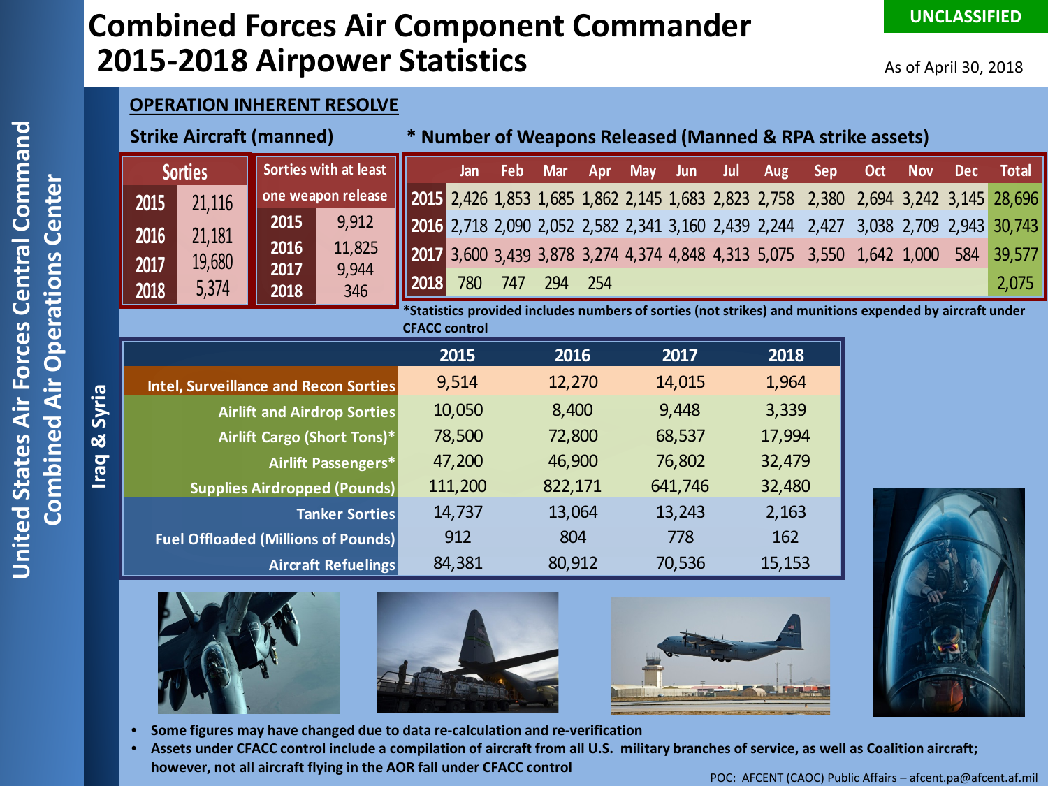# Combined Forces Air Component Commander 2015-2018 Airpower Statistics

UNCLASSIFIED

As of April 30, 2018

United States Air Forces Central Command
Combined Air Operations Center

Iraq & Syria

## OPERATION INHERENT RESOLVE

### Strike Aircraft (manned)

| Sorties | |
|---|---|
| 2015 | 21,116 |
| 2016 | 21,181 |
| 2017 | 19,680 |
| 2018 | 5,374 |

| Sorties with at least one weapon release | |
|---|---|
| 2015 | 9,912 |
| 2016 | 11,825 |
| 2017 | 9,944 |
| 2018 | 346 |

### * Number of Weapons Released (Manned & RPA strike assets)

| | Jan | Feb | Mar | Apr | May | Jun | Jul | Aug | Sep | Oct | Nov | Dec | Total |
|---|---|---|---|---|---|---|---|---|---|---|---|---|---|
| 2015 | 2,426 | 1,853 | 1,685 | 1,862 | 2,145 | 1,683 | 2,823 | 2,758 | 2,380 | 2,694 | 3,242 | 3,145 | 28,696 |
| 2016 | 2,718 | 2,090 | 2,052 | 2,582 | 2,341 | 3,160 | 2,439 | 2,244 | 2,427 | 3,038 | 2,709 | 2,943 | 30,743 |
| 2017 | 3,600 | 3,439 | 3,878 | 3,274 | 4,374 | 4,848 | 4,313 | 5,075 | 3,550 | 1,642 | 1,000 | 584 | 39,577 |
| 2018 | 780 | 747 | 294 | 254 | | | | | | | | | 2,075 |

*Statistics provided includes numbers of sorties (not strikes) and munitions expended by aircraft under CFACC control

| | 2015 | 2016 | 2017 | 2018 |
|---|---|---|---|---|
| Intel, Surveillance and Recon Sorties | 9,514 | 12,270 | 14,015 | 1,964 |
| Airlift and Airdrop Sorties | 10,050 | 8,400 | 9,448 | 3,339 |
| Airlift Cargo (Short Tons)* | 78,500 | 72,800 | 68,537 | 17,994 |
| Airlift Passengers* | 47,200 | 46,900 | 76,802 | 32,479 |
| Supplies Airdropped (Pounds) | 111,200 | 822,171 | 641,746 | 32,480 |
| Tanker Sorties | 14,737 | 13,064 | 13,243 | 2,163 |
| Fuel Offloaded (Millions of Pounds) | 912 | 804 | 778 | 162 |
| Aircraft Refuelings | 84,381 | 80,912 | 70,536 | 15,153 |

- Some figures may have changed due to data re-calculation and re-verification
- Assets under CFACC control include a compilation of aircraft from all U.S. military branches of service, as well as Coalition aircraft; however, not all aircraft flying in the AOR fall under CFACC control

POC: AFCENT (CAOC) Public Affairs – afcent.pa@afcent.af.mil